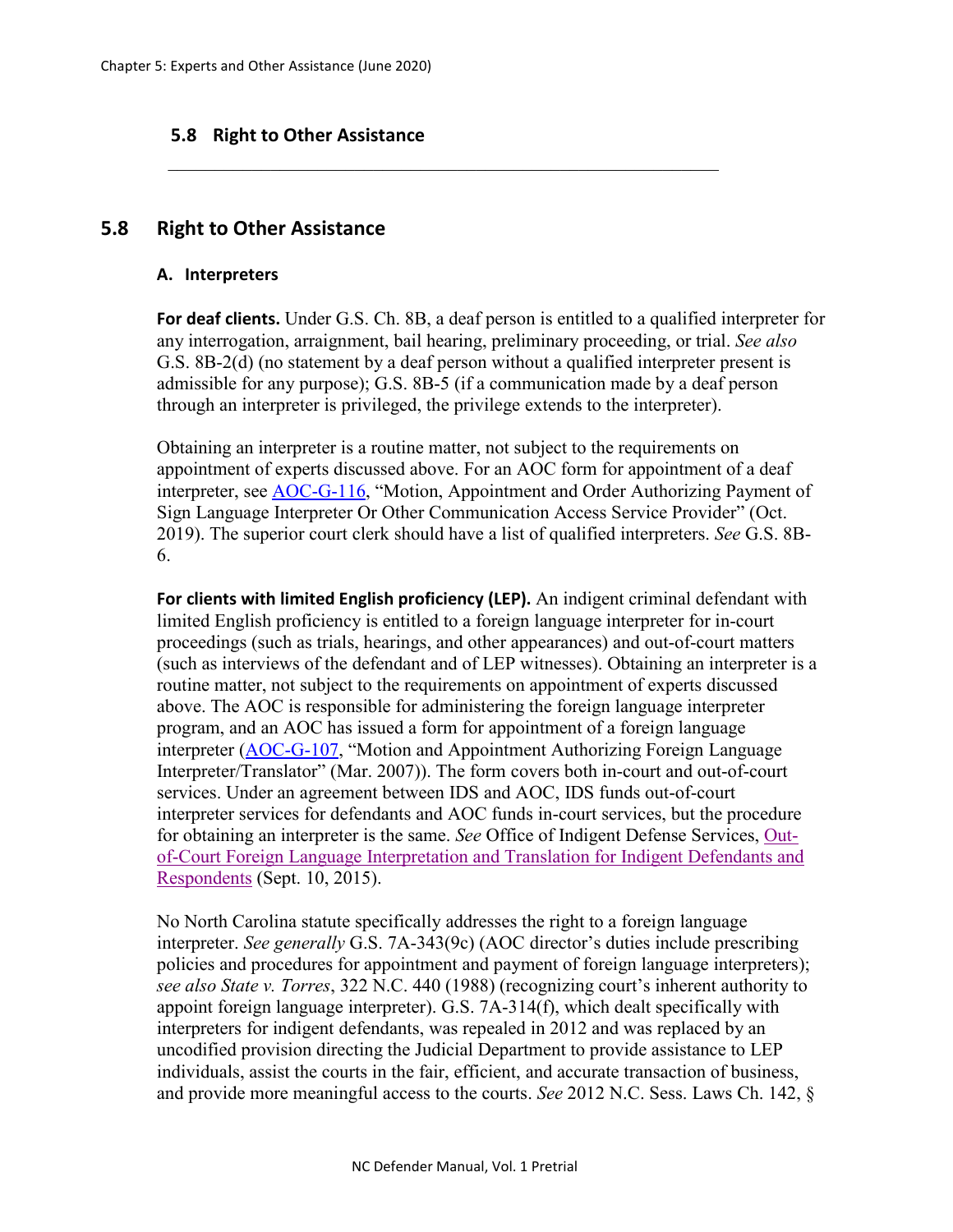## 5.8 Right to Other Assistance

### A. Interpreters

**For deaf clients.** Under G.S. Ch. 8B, a deaf person is entitled to a qualified interpreter for any interrogation, arraignment, bail hearing, preliminary proceeding, or trial. *See also* G.S. 8B-2(d) (no statement by a deaf person without a qualified interpreter present is admissible for any purpose); G.S. 8B-5 (if a communication made by a deaf person through an interpreter is privileged, the privilege extends to the interpreter).

Obtaining an interpreter is a routine matter, not subject to the requirements on appointment of experts discussed above. For an AOC form for appointment of a deaf interpreter, see AOC-G-116, "Motion, Appointment and Order Authorizing Payment of Sign Language Interpreter Or Other Communication Access Service Provider" (Oct. 2019). The superior court clerk should have a list of qualified interpreters. *See* G.S. 8B-6.

**For clients with limited English proficiency (LEP).** An indigent criminal defendant with limited English proficiency is entitled to a foreign language interpreter for in-court proceedings (such as trials, hearings, and other appearances) and out-of-court matters (such as interviews of the defendant and of LEP witnesses). Obtaining an interpreter is a routine matter, not subject to the requirements on appointment of experts discussed above. The AOC is responsible for administering the foreign language interpreter program, and an AOC has issued a form for appointment of a foreign language interpreter (AOC-G-107, "Motion and Appointment Authorizing Foreign Language Interpreter/Translator" (Mar. 2007)). The form covers both in-court and out-of-court services. Under an agreement between IDS and AOC, IDS funds out-of-court interpreter services for defendants and AOC funds in-court services, but the procedure for obtaining an interpreter is the same. *See* Office of Indigent Defense Services, Out-of-Court Foreign Language Interpretation and Translation for Indigent Defendants and Respondents (Sept. 10, 2015).

No North Carolina statute specifically addresses the right to a foreign language interpreter. *See generally* G.S. 7A-343(9c) (AOC director's duties include prescribing policies and procedures for appointment and payment of foreign language interpreters); *see also State v. Torres*, 322 N.C. 440 (1988) (recognizing court's inherent authority to appoint foreign language interpreter). G.S. 7A-314(f), which dealt specifically with interpreters for indigent defendants, was repealed in 2012 and was replaced by an uncodified provision directing the Judicial Department to provide assistance to LEP individuals, assist the courts in the fair, efficient, and accurate transaction of business, and provide more meaningful access to the courts. *See* 2012 N.C. Sess. Laws Ch. 142, §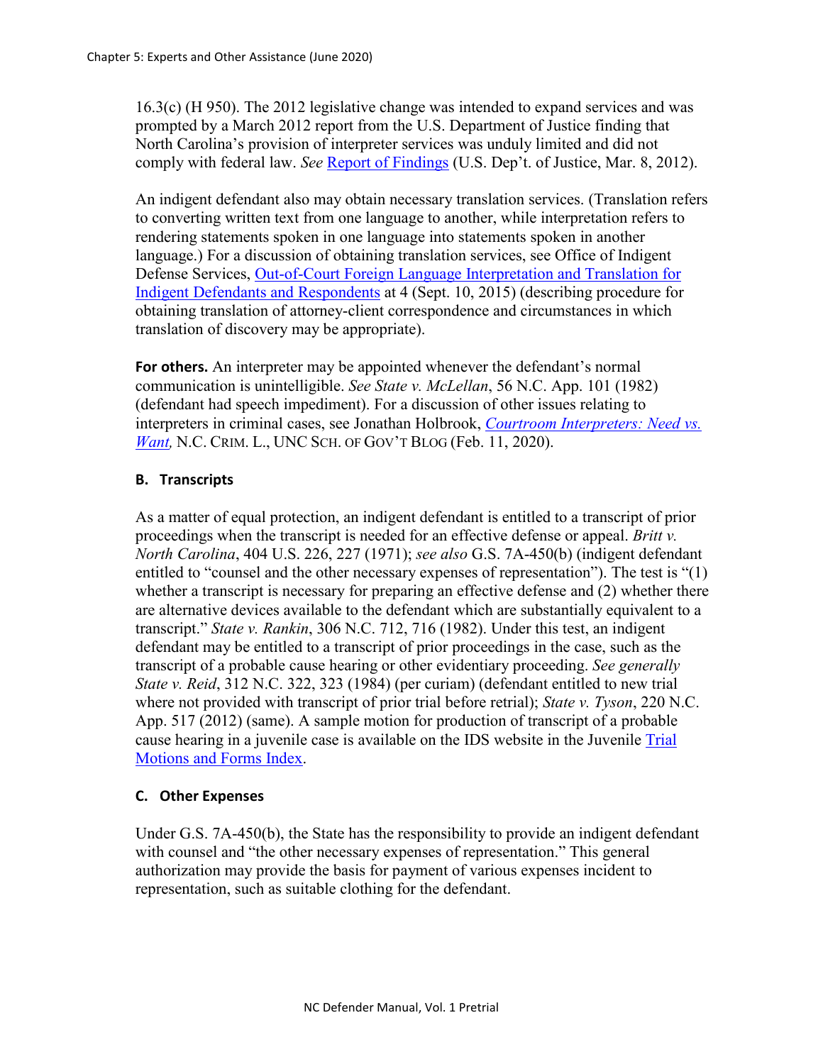16.3(c) (H 950). The 2012 legislative change was intended to expand services and was prompted by a March 2012 report from the U.S. Department of Justice finding that North Carolina's provision of interpreter services was unduly limited and did not comply with federal law. *See* Report of Findings (U.S. Dep't. of Justice, Mar. 8, 2012).

An indigent defendant also may obtain necessary translation services. (Translation refers to converting written text from one language to another, while interpretation refers to rendering statements spoken in one language into statements spoken in another language.) For a discussion of obtaining translation services, see Office of Indigent Defense Services, Out-of-Court Foreign Language Interpretation and Translation for Indigent Defendants and Respondents at 4 (Sept. 10, 2015) (describing procedure for obtaining translation of attorney-client correspondence and circumstances in which translation of discovery may be appropriate).

**For others.** An interpreter may be appointed whenever the defendant's normal communication is unintelligible. *See State v. McLellan*, 56 N.C. App. 101 (1982) (defendant had speech impediment). For a discussion of other issues relating to interpreters in criminal cases, see Jonathan Holbrook, *Courtroom Interpreters: Need vs. Want,* N.C. CRIM. L., UNC SCH. OF GOV'T BLOG (Feb. 11, 2020).

## B. Transcripts

As a matter of equal protection, an indigent defendant is entitled to a transcript of prior proceedings when the transcript is needed for an effective defense or appeal. *Britt v. North Carolina*, 404 U.S. 226, 227 (1971); *see also* G.S. 7A-450(b) (indigent defendant entitled to "counsel and the other necessary expenses of representation"). The test is "(1) whether a transcript is necessary for preparing an effective defense and (2) whether there are alternative devices available to the defendant which are substantially equivalent to a transcript." *State v. Rankin*, 306 N.C. 712, 716 (1982). Under this test, an indigent defendant may be entitled to a transcript of prior proceedings in the case, such as the transcript of a probable cause hearing or other evidentiary proceeding. *See generally State v. Reid*, 312 N.C. 322, 323 (1984) (per curiam) (defendant entitled to new trial where not provided with transcript of prior trial before retrial); *State v. Tyson*, 220 N.C. App. 517 (2012) (same). A sample motion for production of transcript of a probable cause hearing in a juvenile case is available on the IDS website in the Juvenile Trial Motions and Forms Index.

## C. Other Expenses

Under G.S. 7A-450(b), the State has the responsibility to provide an indigent defendant with counsel and "the other necessary expenses of representation." This general authorization may provide the basis for payment of various expenses incident to representation, such as suitable clothing for the defendant.